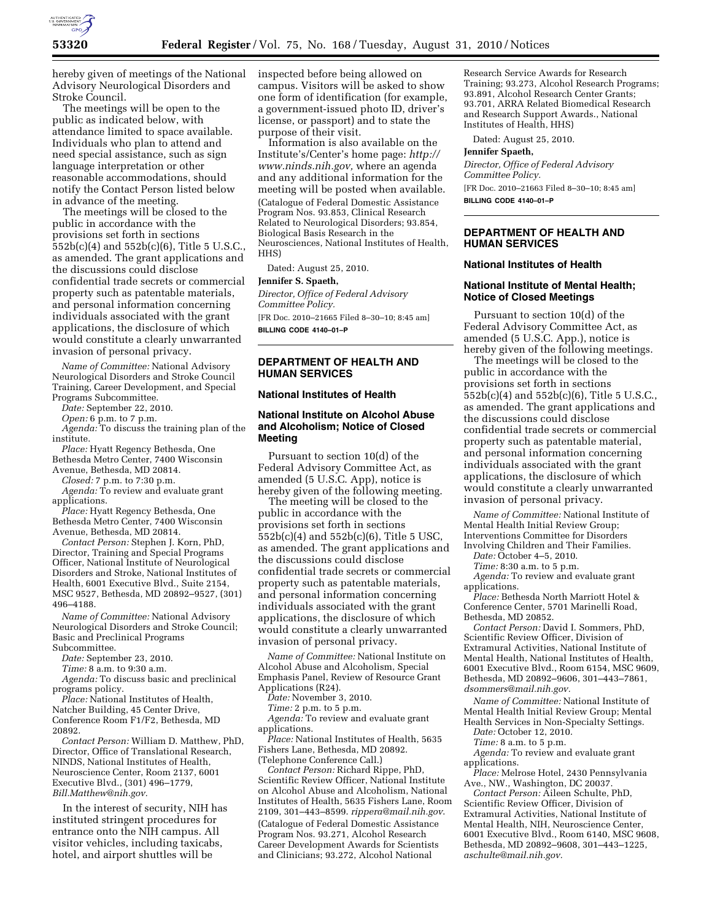hereby given of meetings of the National Advisory Neurological Disorders and Stroke Council.

The meetings will be open to the public as indicated below, with attendance limited to space available. Individuals who plan to attend and need special assistance, such as sign language interpretation or other reasonable accommodations, should notify the Contact Person listed below in advance of the meeting.

The meetings will be closed to the public in accordance with the provisions set forth in sections 552b(c)(4) and 552b(c)(6), Title 5 U.S.C., as amended. The grant applications and the discussions could disclose confidential trade secrets or commercial property such as patentable materials, and personal information concerning individuals associated with the grant applications, the disclosure of which would constitute a clearly unwarranted invasion of personal privacy.

*Name of Committee:* National Advisory Neurological Disorders and Stroke Council Training, Career Development, and Special Programs Subcommittee.

*Date:* September 22, 2010.

*Open:* 6 p.m. to 7 p.m.

*Agenda:* To discuss the training plan of the institute.

*Place:* Hyatt Regency Bethesda, One Bethesda Metro Center, 7400 Wisconsin Avenue, Bethesda, MD 20814.

*Closed:* 7 p.m. to 7:30 p.m.

*Agenda:* To review and evaluate grant applications.

*Place:* Hyatt Regency Bethesda, One Bethesda Metro Center, 7400 Wisconsin Avenue, Bethesda, MD 20814.

*Contact Person:* Stephen J. Korn, PhD, Director, Training and Special Programs Officer, National Institute of Neurological Disorders and Stroke, National Institutes of Health, 6001 Executive Blvd., Suite 2154, MSC 9527, Bethesda, MD 20892–9527, (301) 496–4188.

*Name of Committee:* National Advisory Neurological Disorders and Stroke Council; Basic and Preclinical Programs Subcommittee.

*Date:* September 23, 2010.

*Time:* 8 a.m. to 9:30 a.m.

*Agenda:* To discuss basic and preclinical programs policy.

*Place:* National Institutes of Health, Natcher Building, 45 Center Drive, Conference Room F1/F2, Bethesda, MD 20892.

*Contact Person:* William D. Matthew, PhD, Director, Office of Translational Research, NINDS, National Institutes of Health, Neuroscience Center, Room 2137, 6001 Executive Blvd., (301) 496–1779, *Bill.Matthew@nih.gov.*

In the interest of security, NIH has instituted stringent procedures for entrance onto the NIH campus. All visitor vehicles, including taxicabs, hotel, and airport shuttles will be inspected before being allowed on campus. Visitors will be asked to show one form of identification (for example, a government-issued photo ID, driver's license, or passport) and to state the purpose of their visit.

Information is also available on the Institute's/Center's home page: *http://www.ninds.nih.gov,* where an agenda and any additional information for the meeting will be posted when available.

(Catalogue of Federal Domestic Assistance Program Nos. 93.853, Clinical Research Related to Neurological Disorders; 93.854, Biological Basis Research in the Neurosciences, National Institutes of Health, HHS)

Dated: August 25, 2010.

**Jennifer S. Spaeth,**

*Director, Office of Federal Advisory Committee Policy.*

[FR Doc. 2010–21665 Filed 8–30–10; 8:45 am]

**BILLING CODE 4140–01–P**

## DEPARTMENT OF HEALTH AND HUMAN SERVICES

### National Institutes of Health

### National Institute on Alcohol Abuse and Alcoholism; Notice of Closed Meeting

Pursuant to section 10(d) of the Federal Advisory Committee Act, as amended (5 U.S.C. App), notice is hereby given of the following meeting.

The meeting will be closed to the public in accordance with the provisions set forth in sections 552b(c)(4) and 552b(c)(6), Title 5 USC, as amended. The grant applications and the discussions could disclose confidential trade secrets or commercial property such as patentable materials, and personal information concerning individuals associated with the grant applications, the disclosure of which would constitute a clearly unwarranted invasion of personal privacy.

*Name of Committee:* National Institute on Alcohol Abuse and Alcoholism, Special Emphasis Panel, Review of Resource Grant Applications (R24).

*Date:* November 3, 2010.

*Time:* 2 p.m. to 5 p.m.

*Agenda:* To review and evaluate grant applications.

*Place:* National Institutes of Health, 5635 Fishers Lane, Bethesda, MD 20892. (Telephone Conference Call.)

*Contact Person:* Richard Rippe, PhD, Scientific Review Officer, National Institute on Alcohol Abuse and Alcoholism, National Institutes of Health, 5635 Fishers Lane, Room 2109, 301–443–8599. *rippera@mail.nih.gov.*

(Catalogue of Federal Domestic Assistance Program Nos. 93.271, Alcohol Research Career Development Awards for Scientists and Clinicians; 93.272, Alcohol National Research Service Awards for Research Training; 93.273, Alcohol Research Programs; 93.891, Alcohol Research Center Grants; 93.701, ARRA Related Biomedical Research and Research Support Awards., National Institutes of Health, HHS)

Dated: August 25, 2010.

**Jennifer Spaeth,**

*Director, Office of Federal Advisory Committee Policy.*

[FR Doc. 2010–21663 Filed 8–30–10; 8:45 am]

**BILLING CODE 4140–01–P**

## DEPARTMENT OF HEALTH AND HUMAN SERVICES

### National Institutes of Health

### National Institute of Mental Health; Notice of Closed Meetings

Pursuant to section 10(d) of the Federal Advisory Committee Act, as amended (5 U.S.C. App.), notice is hereby given of the following meetings.

The meetings will be closed to the public in accordance with the provisions set forth in sections 552b(c)(4) and 552b(c)(6), Title 5 U.S.C., as amended. The grant applications and the discussions could disclose confidential trade secrets or commercial property such as patentable material, and personal information concerning individuals associated with the grant applications, the disclosure of which would constitute a clearly unwarranted invasion of personal privacy.

*Name of Committee:* National Institute of Mental Health Initial Review Group; Interventions Committee for Disorders Involving Children and Their Families.

*Date:* October 4–5, 2010.

*Time:* 8:30 a.m. to 5 p.m.

*Agenda:* To review and evaluate grant applications.

*Place:* Bethesda North Marriott Hotel & Conference Center, 5701 Marinelli Road, Bethesda, MD 20852.

*Contact Person:* David I. Sommers, PhD, Scientific Review Officer, Division of Extramural Activities, National Institute of Mental Health, National Institutes of Health, 6001 Executive Blvd., Room 6154, MSC 9609, Bethesda, MD 20892–9606, 301–443–7861, *dsommers@mail.nih.gov.*

*Name of Committee:* National Institute of Mental Health Initial Review Group; Mental Health Services in Non-Specialty Settings.

*Date:* October 12, 2010.

*Time:* 8 a.m. to 5 p.m.

*Agenda:* To review and evaluate grant applications.

*Place:* Melrose Hotel, 2430 Pennsylvania Ave., NW., Washington, DC 20037.

*Contact Person:* Aileen Schulte, PhD, Scientific Review Officer, Division of Extramural Activities, National Institute of Mental Health, NIH, Neuroscience Center, 6001 Executive Blvd., Room 6140, MSC 9608, Bethesda, MD 20892–9608, 301–443–1225, *aschulte@mail.nih.gov.*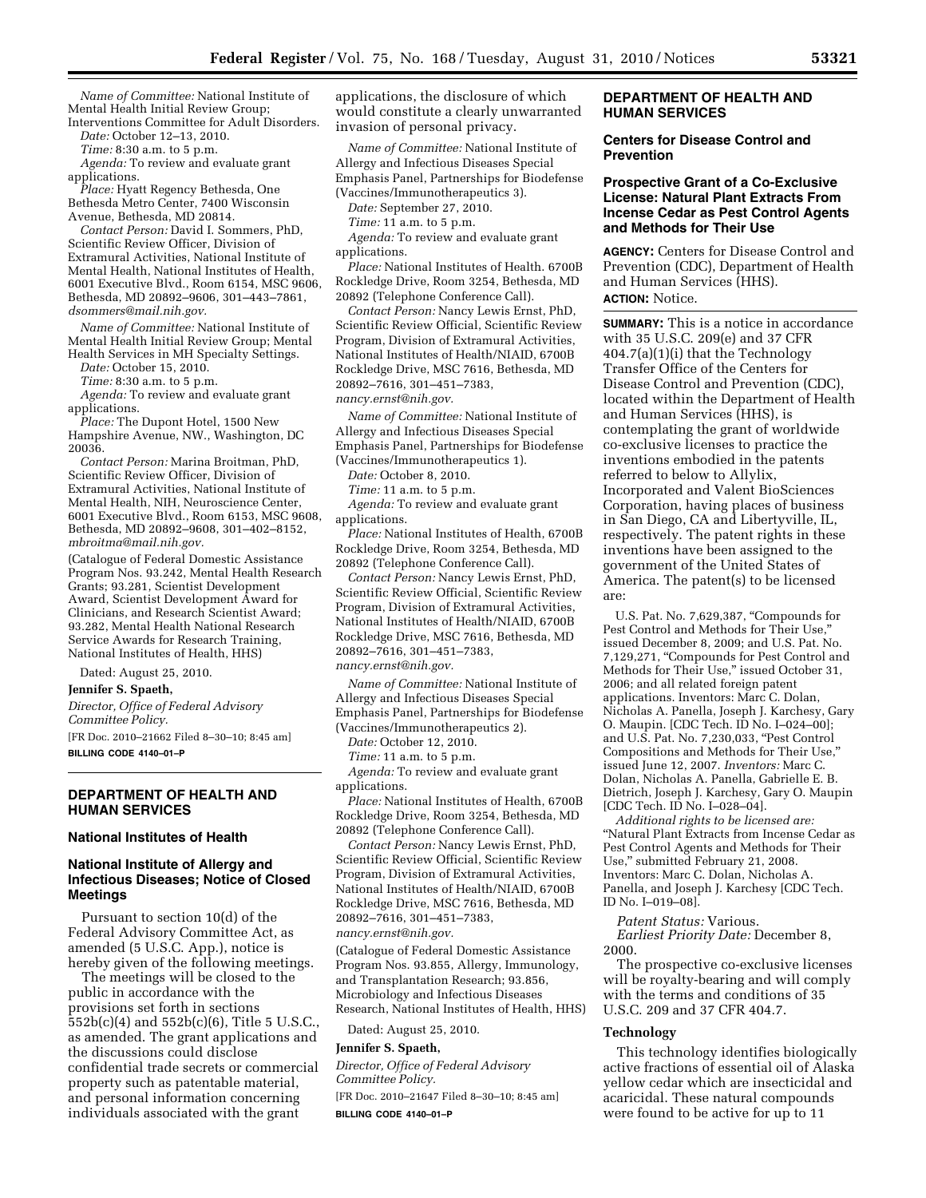*Name of Committee:* National Institute of Mental Health Initial Review Group; Interventions Committee for Adult Disorders.

*Date:* October 12–13, 2010.

*Time:* 8:30 a.m. to 5 p.m.

*Agenda:* To review and evaluate grant applications.

*Place:* Hyatt Regency Bethesda, One Bethesda Metro Center, 7400 Wisconsin Avenue, Bethesda, MD 20814.

*Contact Person:* David I. Sommers, PhD, Scientific Review Officer, Division of Extramural Activities, National Institute of Mental Health, National Institutes of Health, 6001 Executive Blvd., Room 6154, MSC 9606, Bethesda, MD 20892–9606, 301–443–7861, *dsommers@mail.nih.gov.*

*Name of Committee:* National Institute of Mental Health Initial Review Group; Mental Health Services in MH Specialty Settings.

*Date:* October 15, 2010.

*Time:* 8:30 a.m. to 5 p.m.

*Agenda:* To review and evaluate grant applications.

*Place:* The Dupont Hotel, 1500 New Hampshire Avenue, NW., Washington, DC 20036.

*Contact Person:* Marina Broitman, PhD, Scientific Review Officer, Division of Extramural Activities, National Institute of Mental Health, NIH, Neuroscience Center, 6001 Executive Blvd., Room 6153, MSC 9608, Bethesda, MD 20892–9608, 301–402–8152, *mbroitma@mail.nih.gov.*

(Catalogue of Federal Domestic Assistance Program Nos. 93.242, Mental Health Research Grants; 93.281, Scientist Development Award, Scientist Development Award for Clinicians, and Research Scientist Award; 93.282, Mental Health National Research Service Awards for Research Training, National Institutes of Health, HHS)

Dated: August 25, 2010.

**Jennifer S. Spaeth,**

*Director, Office of Federal Advisory Committee Policy.*

[FR Doc. 2010–21662 Filed 8–30–10; 8:45 am]

**BILLING CODE 4140–01–P**

## DEPARTMENT OF HEALTH AND HUMAN SERVICES

### National Institutes of Health

### National Institute of Allergy and Infectious Diseases; Notice of Closed Meetings

Pursuant to section 10(d) of the Federal Advisory Committee Act, as amended (5 U.S.C. App.), notice is hereby given of the following meetings.

The meetings will be closed to the public in accordance with the provisions set forth in sections 552b(c)(4) and 552b(c)(6), Title 5 U.S.C., as amended. The grant applications and the discussions could disclose confidential trade secrets or commercial property such as patentable material, and personal information concerning individuals associated with the grant applications, the disclosure of which would constitute a clearly unwarranted invasion of personal privacy.

*Name of Committee:* National Institute of Allergy and Infectious Diseases Special Emphasis Panel, Partnerships for Biodefense (Vaccines/Immunotherapeutics 3).

*Date:* September 27, 2010.

*Time:* 11 a.m. to 5 p.m.

*Agenda:* To review and evaluate grant applications.

*Place:* National Institutes of Health. 6700B Rockledge Drive, Room 3254, Bethesda, MD 20892 (Telephone Conference Call).

*Contact Person:* Nancy Lewis Ernst, PhD, Scientific Review Official, Scientific Review Program, Division of Extramural Activities, National Institutes of Health/NIAID, 6700B Rockledge Drive, MSC 7616, Bethesda, MD 20892–7616, 301–451–7383, *nancy.ernst@nih.gov.*

*Name of Committee:* National Institute of Allergy and Infectious Diseases Special Emphasis Panel, Partnerships for Biodefense (Vaccines/Immunotherapeutics 1).

*Date:* October 8, 2010.

*Time:* 11 a.m. to 5 p.m.

*Agenda:* To review and evaluate grant applications.

*Place:* National Institutes of Health, 6700B Rockledge Drive, Room 3254, Bethesda, MD 20892 (Telephone Conference Call).

*Contact Person:* Nancy Lewis Ernst, PhD, Scientific Review Official, Scientific Review Program, Division of Extramural Activities, National Institutes of Health/NIAID, 6700B Rockledge Drive, MSC 7616, Bethesda, MD 20892–7616, 301–451–7383, *nancy.ernst@nih.gov.*

*Name of Committee:* National Institute of Allergy and Infectious Diseases Special Emphasis Panel, Partnerships for Biodefense (Vaccines/Immunotherapeutics 2).

*Date:* October 12, 2010.

*Time:* 11 a.m. to 5 p.m.

*Agenda:* To review and evaluate grant applications.

*Place:* National Institutes of Health, 6700B Rockledge Drive, Room 3254, Bethesda, MD 20892 (Telephone Conference Call).

*Contact Person:* Nancy Lewis Ernst, PhD, Scientific Review Official, Scientific Review Program, Division of Extramural Activities, National Institutes of Health/NIAID, 6700B Rockledge Drive, MSC 7616, Bethesda, MD 20892–7616, 301–451–7383, *nancy.ernst@nih.gov.*

(Catalogue of Federal Domestic Assistance Program Nos. 93.855, Allergy, Immunology, and Transplantation Research; 93.856, Microbiology and Infectious Diseases Research, National Institutes of Health, HHS)

Dated: August 25, 2010.

**Jennifer S. Spaeth,**

*Director, Office of Federal Advisory Committee Policy.*

[FR Doc. 2010–21647 Filed 8–30–10; 8:45 am]

**BILLING CODE 4140–01–P**

## DEPARTMENT OF HEALTH AND HUMAN SERVICES

### Centers for Disease Control and Prevention

### Prospective Grant of a Co-Exclusive License: Natural Plant Extracts From Incense Cedar as Pest Control Agents and Methods for Their Use

**AGENCY:** Centers for Disease Control and Prevention (CDC), Department of Health and Human Services (HHS).

**ACTION:** Notice.

**SUMMARY:** This is a notice in accordance with 35 U.S.C. 209(e) and 37 CFR 404.7(a)(1)(i) that the Technology Transfer Office of the Centers for Disease Control and Prevention (CDC), located within the Department of Health and Human Services (HHS), is contemplating the grant of worldwide co-exclusive licenses to practice the inventions embodied in the patents referred to below to Allylix, Incorporated and Valent BioSciences Corporation, having places of business in San Diego, CA and Libertyville, IL, respectively. The patent rights in these inventions have been assigned to the government of the United States of America. The patent(s) to be licensed are:

U.S. Pat. No. 7,629,387, "Compounds for Pest Control and Methods for Their Use," issued December 8, 2009; and U.S. Pat. No. 7,129,271, "Compounds for Pest Control and Methods for Their Use," issued October 31, 2006; and all related foreign patent applications. Inventors: Marc C. Dolan, Nicholas A. Panella, Joseph J. Karchesy, Gary O. Maupin. [CDC Tech. ID No. I–024–00]; and U.S. Pat. No. 7,230,033, "Pest Control Compositions and Methods for Their Use," issued June 12, 2007. *Inventors:* Marc C. Dolan, Nicholas A. Panella, Gabrielle E. B. Dietrich, Joseph J. Karchesy, Gary O. Maupin [CDC Tech. ID No. I–028–04].

*Additional rights to be licensed are:* "Natural Plant Extracts from Incense Cedar as Pest Control Agents and Methods for Their Use," submitted February 21, 2008. Inventors: Marc C. Dolan, Nicholas A. Panella, and Joseph J. Karchesy [CDC Tech. ID No. I–019–08].

*Patent Status:* Various.

*Earliest Priority Date:* December 8, 2000.

The prospective co-exclusive licenses will be royalty-bearing and will comply with the terms and conditions of 35 U.S.C. 209 and 37 CFR 404.7.

#### Technology

This technology identifies biologically active fractions of essential oil of Alaska yellow cedar which are insecticidal and acaricidal. These natural compounds were found to be active for up to 11